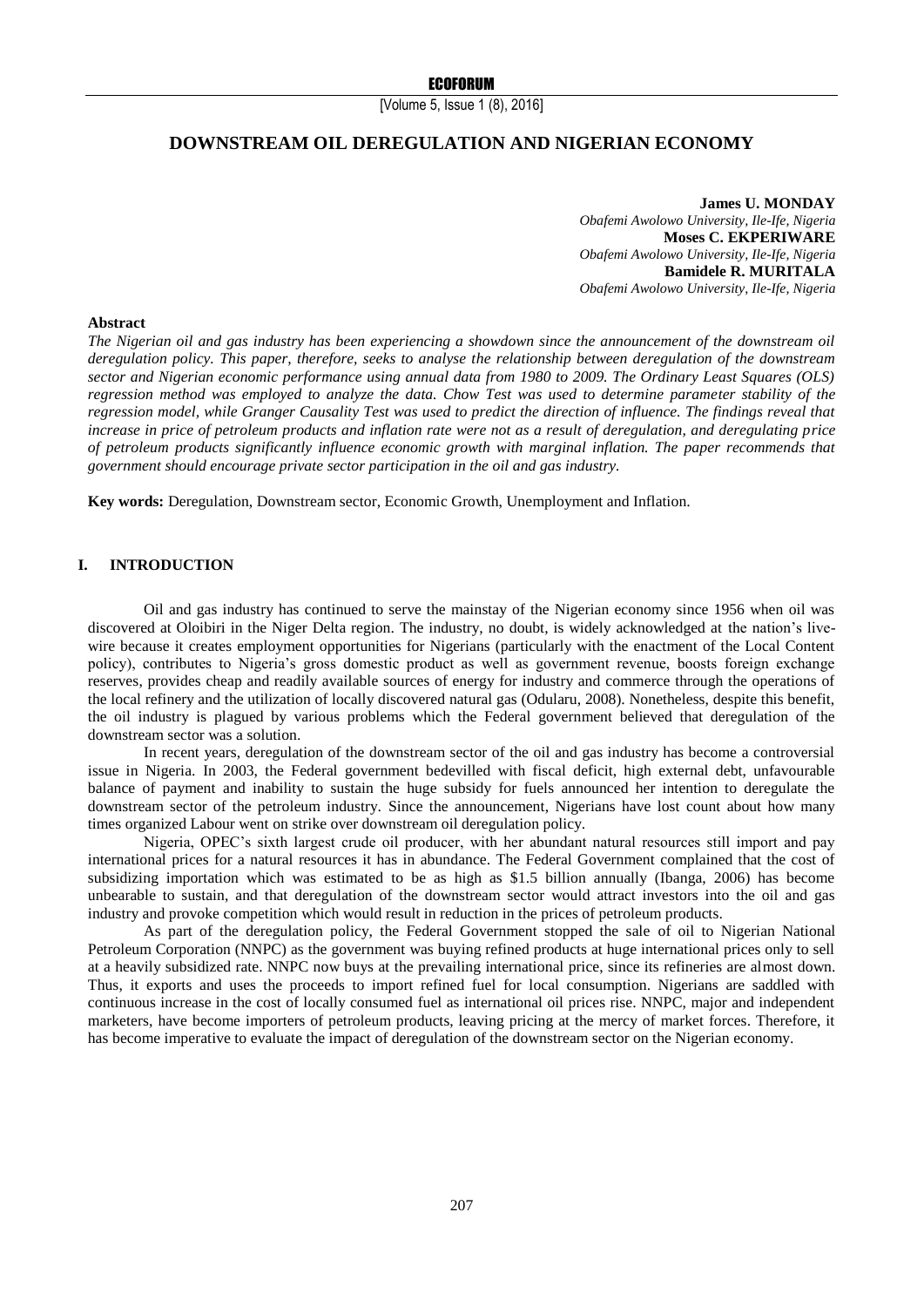# DOWNSTREAM OIL DEREGULATION AND NIGERIAN ECONOMY

**James U. MONDAY**
*Obafemi Awolowo University, Ile-Ife, Nigeria*
**Moses C. EKPERIWARE**
*Obafemi Awolowo University, Ile-Ife, Nigeria*
**Bamidele R. MURITALA**
*Obafemi Awolowo University, Ile-Ife, Nigeria*

**Abstract**

*The Nigerian oil and gas industry has been experiencing a showdown since the announcement of the downstream oil deregulation policy. This paper, therefore, seeks to analyse the relationship between deregulation of the downstream sector and Nigerian economic performance using annual data from 1980 to 2009. The Ordinary Least Squares (OLS) regression method was employed to analyze the data. Chow Test was used to determine parameter stability of the regression model, while Granger Causality Test was used to predict the direction of influence. The findings reveal that increase in price of petroleum products and inflation rate were not as a result of deregulation, and deregulating price of petroleum products significantly influence economic growth with marginal inflation. The paper recommends that government should encourage private sector participation in the oil and gas industry.*

**Key words:** Deregulation, Downstream sector, Economic Growth, Unemployment and Inflation.

## I. INTRODUCTION

Oil and gas industry has continued to serve the mainstay of the Nigerian economy since 1956 when oil was discovered at Oloibiri in the Niger Delta region. The industry, no doubt, is widely acknowledged at the nation's live-wire because it creates employment opportunities for Nigerians (particularly with the enactment of the Local Content policy), contributes to Nigeria's gross domestic product as well as government revenue, boosts foreign exchange reserves, provides cheap and readily available sources of energy for industry and commerce through the operations of the local refinery and the utilization of locally discovered natural gas (Odularu, 2008). Nonetheless, despite this benefit, the oil industry is plagued by various problems which the Federal government believed that deregulation of the downstream sector was a solution.

In recent years, deregulation of the downstream sector of the oil and gas industry has become a controversial issue in Nigeria. In 2003, the Federal government bedevilled with fiscal deficit, high external debt, unfavourable balance of payment and inability to sustain the huge subsidy for fuels announced her intention to deregulate the downstream sector of the petroleum industry. Since the announcement, Nigerians have lost count about how many times organized Labour went on strike over downstream oil deregulation policy.

Nigeria, OPEC's sixth largest crude oil producer, with her abundant natural resources still import and pay international prices for a natural resources it has in abundance. The Federal Government complained that the cost of subsidizing importation which was estimated to be as high as $1.5 billion annually (Ibanga, 2006) has become unbearable to sustain, and that deregulation of the downstream sector would attract investors into the oil and gas industry and provoke competition which would result in reduction in the prices of petroleum products.

As part of the deregulation policy, the Federal Government stopped the sale of oil to Nigerian National Petroleum Corporation (NNPC) as the government was buying refined products at huge international prices only to sell at a heavily subsidized rate. NNPC now buys at the prevailing international price, since its refineries are almost down. Thus, it exports and uses the proceeds to import refined fuel for local consumption. Nigerians are saddled with continuous increase in the cost of locally consumed fuel as international oil prices rise. NNPC, major and independent marketers, have become importers of petroleum products, leaving pricing at the mercy of market forces. Therefore, it has become imperative to evaluate the impact of deregulation of the downstream sector on the Nigerian economy.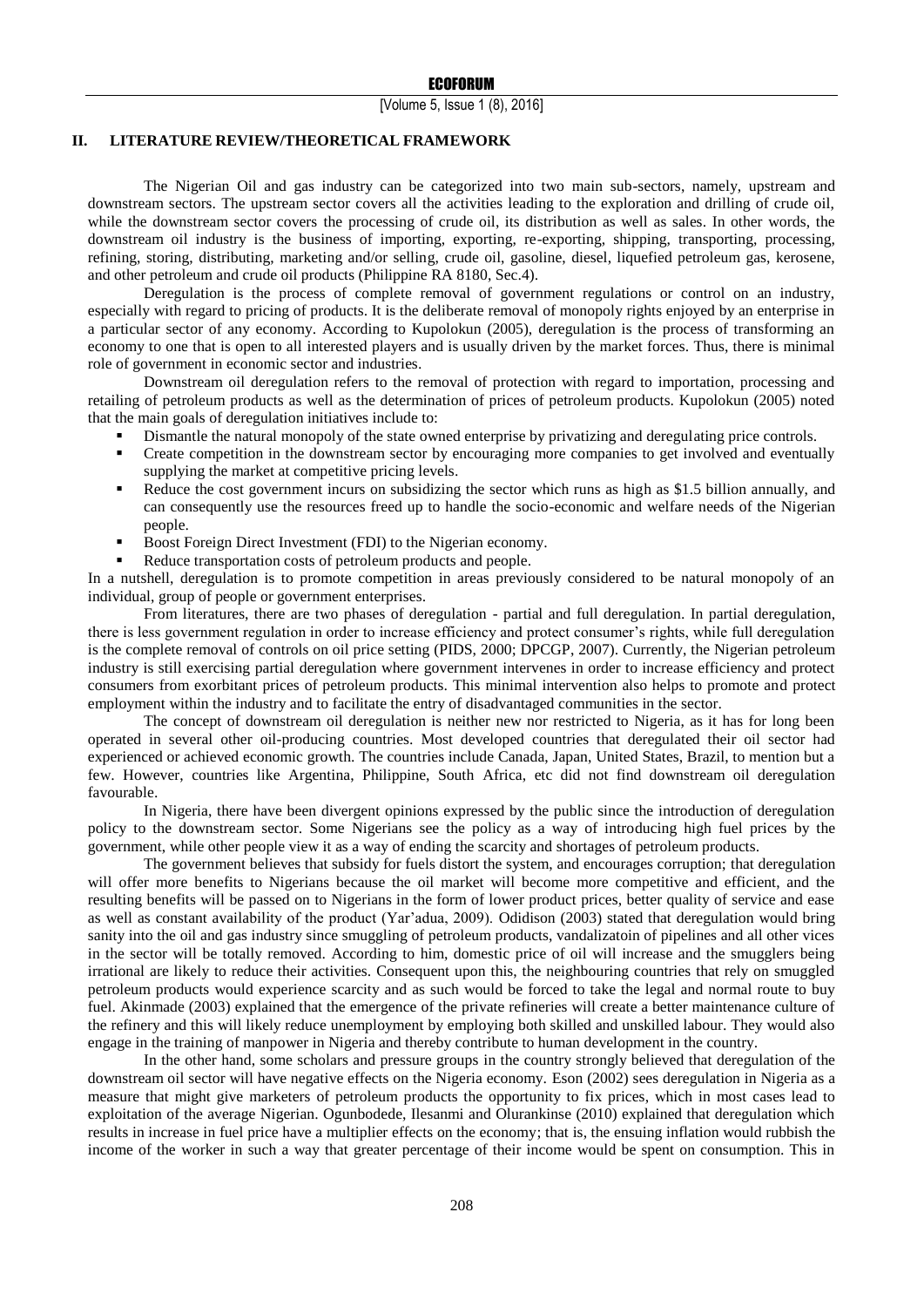## II. LITERATURE REVIEW/THEORETICAL FRAMEWORK

The Nigerian Oil and gas industry can be categorized into two main sub-sectors, namely, upstream and downstream sectors. The upstream sector covers all the activities leading to the exploration and drilling of crude oil, while the downstream sector covers the processing of crude oil, its distribution as well as sales. In other words, the downstream oil industry is the business of importing, exporting, re-exporting, shipping, transporting, processing, refining, storing, distributing, marketing and/or selling, crude oil, gasoline, diesel, liquefied petroleum gas, kerosene, and other petroleum and crude oil products (Philippine RA 8180, Sec.4).

Deregulation is the process of complete removal of government regulations or control on an industry, especially with regard to pricing of products. It is the deliberate removal of monopoly rights enjoyed by an enterprise in a particular sector of any economy. According to Kupolokun (2005), deregulation is the process of transforming an economy to one that is open to all interested players and is usually driven by the market forces. Thus, there is minimal role of government in economic sector and industries.

Downstream oil deregulation refers to the removal of protection with regard to importation, processing and retailing of petroleum products as well as the determination of prices of petroleum products. Kupolokun (2005) noted that the main goals of deregulation initiatives include to:

- Dismantle the natural monopoly of the state owned enterprise by privatizing and deregulating price controls.
- Create competition in the downstream sector by encouraging more companies to get involved and eventually supplying the market at competitive pricing levels.
- Reduce the cost government incurs on subsidizing the sector which runs as high as $1.5 billion annually, and can consequently use the resources freed up to handle the socio-economic and welfare needs of the Nigerian people.
- Boost Foreign Direct Investment (FDI) to the Nigerian economy.
- Reduce transportation costs of petroleum products and people.

In a nutshell, deregulation is to promote competition in areas previously considered to be natural monopoly of an individual, group of people or government enterprises.

From literatures, there are two phases of deregulation - partial and full deregulation. In partial deregulation, there is less government regulation in order to increase efficiency and protect consumer's rights, while full deregulation is the complete removal of controls on oil price setting (PIDS, 2000; DPCGP, 2007). Currently, the Nigerian petroleum industry is still exercising partial deregulation where government intervenes in order to increase efficiency and protect consumers from exorbitant prices of petroleum products. This minimal intervention also helps to promote and protect employment within the industry and to facilitate the entry of disadvantaged communities in the sector.

The concept of downstream oil deregulation is neither new nor restricted to Nigeria, as it has for long been operated in several other oil-producing countries. Most developed countries that deregulated their oil sector had experienced or achieved economic growth. The countries include Canada, Japan, United States, Brazil, to mention but a few. However, countries like Argentina, Philippine, South Africa, etc did not find downstream oil deregulation favourable.

In Nigeria, there have been divergent opinions expressed by the public since the introduction of deregulation policy to the downstream sector. Some Nigerians see the policy as a way of introducing high fuel prices by the government, while other people view it as a way of ending the scarcity and shortages of petroleum products.

The government believes that subsidy for fuels distort the system, and encourages corruption; that deregulation will offer more benefits to Nigerians because the oil market will become more competitive and efficient, and the resulting benefits will be passed on to Nigerians in the form of lower product prices, better quality of service and ease as well as constant availability of the product (Yar'adua, 2009). Odidison (2003) stated that deregulation would bring sanity into the oil and gas industry since smuggling of petroleum products, vandalizatoin of pipelines and all other vices in the sector will be totally removed. According to him, domestic price of oil will increase and the smugglers being irrational are likely to reduce their activities. Consequent upon this, the neighbouring countries that rely on smuggled petroleum products would experience scarcity and as such would be forced to take the legal and normal route to buy fuel. Akinmade (2003) explained that the emergence of the private refineries will create a better maintenance culture of the refinery and this will likely reduce unemployment by employing both skilled and unskilled labour. They would also engage in the training of manpower in Nigeria and thereby contribute to human development in the country.

In the other hand, some scholars and pressure groups in the country strongly believed that deregulation of the downstream oil sector will have negative effects on the Nigeria economy. Eson (2002) sees deregulation in Nigeria as a measure that might give marketers of petroleum products the opportunity to fix prices, which in most cases lead to exploitation of the average Nigerian. Ogunbodede, Ilesanmi and Olurankinse (2010) explained that deregulation which results in increase in fuel price have a multiplier effects on the economy; that is, the ensuing inflation would rubbish the income of the worker in such a way that greater percentage of their income would be spent on consumption. This in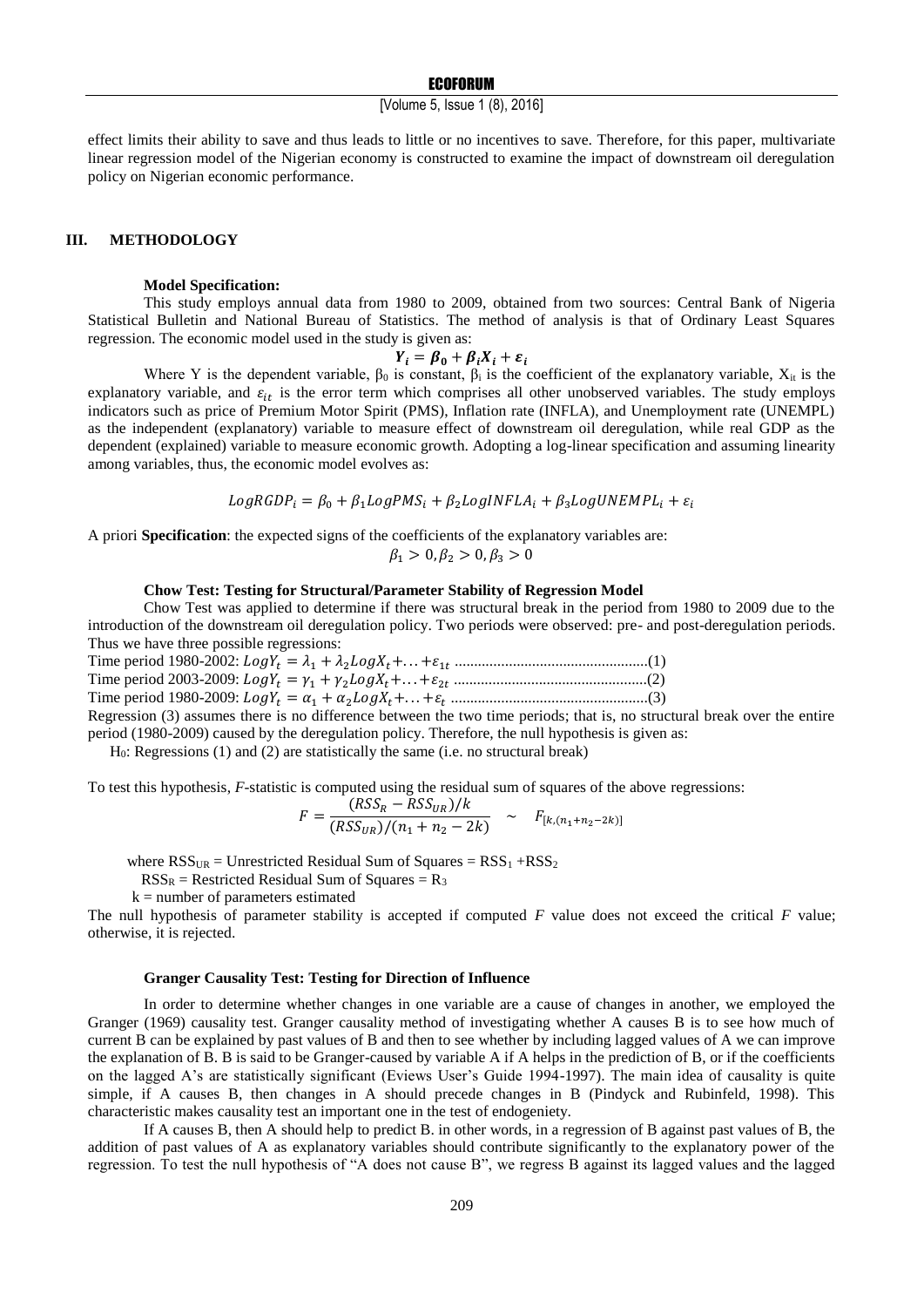effect limits their ability to save and thus leads to little or no incentives to save. Therefore, for this paper, multivariate linear regression model of the Nigerian economy is constructed to examine the impact of downstream oil deregulation policy on Nigerian economic performance.

## III. METHODOLOGY

### Model Specification:

This study employs annual data from 1980 to 2009, obtained from two sources: Central Bank of Nigeria Statistical Bulletin and National Bureau of Statistics. The method of analysis is that of Ordinary Least Squares regression. The economic model used in the study is given as:

$$\boldsymbol{Y_i = \beta_0 + \beta_i X_i + \varepsilon_i}$$

Where Y is the dependent variable, $\beta_0$ is constant, $\beta_i$ is the coefficient of the explanatory variable, $X_{it}$ is the explanatory variable, and $\varepsilon_{it}$ is the error term which comprises all other unobserved variables. The study employs indicators such as price of Premium Motor Spirit (PMS), Inflation rate (INFLA), and Unemployment rate (UNEMPL) as the independent (explanatory) variable to measure effect of downstream oil deregulation, while real GDP as the dependent (explained) variable to measure economic growth. Adopting a log-linear specification and assuming linearity among variables, thus, the economic model evolves as:

$$LogRGDP_i = \beta_0 + \beta_1 LogPMS_i + \beta_2 LogINFLA_i + \beta_3 LogUNEMPL_i + \varepsilon_i$$

A priori **Specification**: the expected signs of the coefficients of the explanatory variables are:

$$\beta_1 > 0, \beta_2 > 0, \beta_3 > 0$$

### Chow Test: Testing for Structural/Parameter Stability of Regression Model

Chow Test was applied to determine if there was structural break in the period from 1980 to 2009 due to the introduction of the downstream oil deregulation policy. Two periods were observed: pre- and post-deregulation periods. Thus we have three possible regressions:

Time period 1980-2002: $LogY_t = \lambda_1 + \lambda_2 LogX_t + \ldots + \varepsilon_{1t}$ ..................................................(1)

Time period 2003-2009: $LogY_t = \gamma_1 + \gamma_2 LogX_t + \ldots + \varepsilon_{2t}$ ..................................................(2)

Time period 1980-2009: $LogY_t = \alpha_1 + \alpha_2 LogX_t + \ldots + \varepsilon_t$ ....................................................(3)

Regression (3) assumes there is no difference between the two time periods; that is, no structural break over the entire period (1980-2009) caused by the deregulation policy. Therefore, the null hypothesis is given as:

$H_0$: Regressions (1) and (2) are statistically the same (i.e. no structural break)

To test this hypothesis, *F*-statistic is computed using the residual sum of squares of the above regressions:

$$F = \frac{(RSS_R - RSS_{UR})/k}{(RSS_{UR})/(n_1 + n_2 - 2k)} \quad \sim \quad F_{[k,(n_1+n_2-2k)]}$$

where $RSS_{UR}$ = Unrestricted Residual Sum of Squares = $RSS_1 + RSS_2$

$RSS_R$ = Restricted Residual Sum of Squares = $R_3$

k = number of parameters estimated

The null hypothesis of parameter stability is accepted if computed *F* value does not exceed the critical *F* value; otherwise, it is rejected.

### Granger Causality Test: Testing for Direction of Influence

In order to determine whether changes in one variable are a cause of changes in another, we employed the Granger (1969) causality test. Granger causality method of investigating whether A causes B is to see how much of current B can be explained by past values of B and then to see whether by including lagged values of A we can improve the explanation of B. B is said to be Granger-caused by variable A if A helps in the prediction of B, or if the coefficients on the lagged A's are statistically significant (Eviews User's Guide 1994-1997). The main idea of causality is quite simple, if A causes B, then changes in A should precede changes in B (Pindyck and Rubinfeld, 1998). This characteristic makes causality test an important one in the test of endogeniety.

If A causes B, then A should help to predict B. in other words, in a regression of B against past values of B, the addition of past values of A as explanatory variables should contribute significantly to the explanatory power of the regression. To test the null hypothesis of "A does not cause B", we regress B against its lagged values and the lagged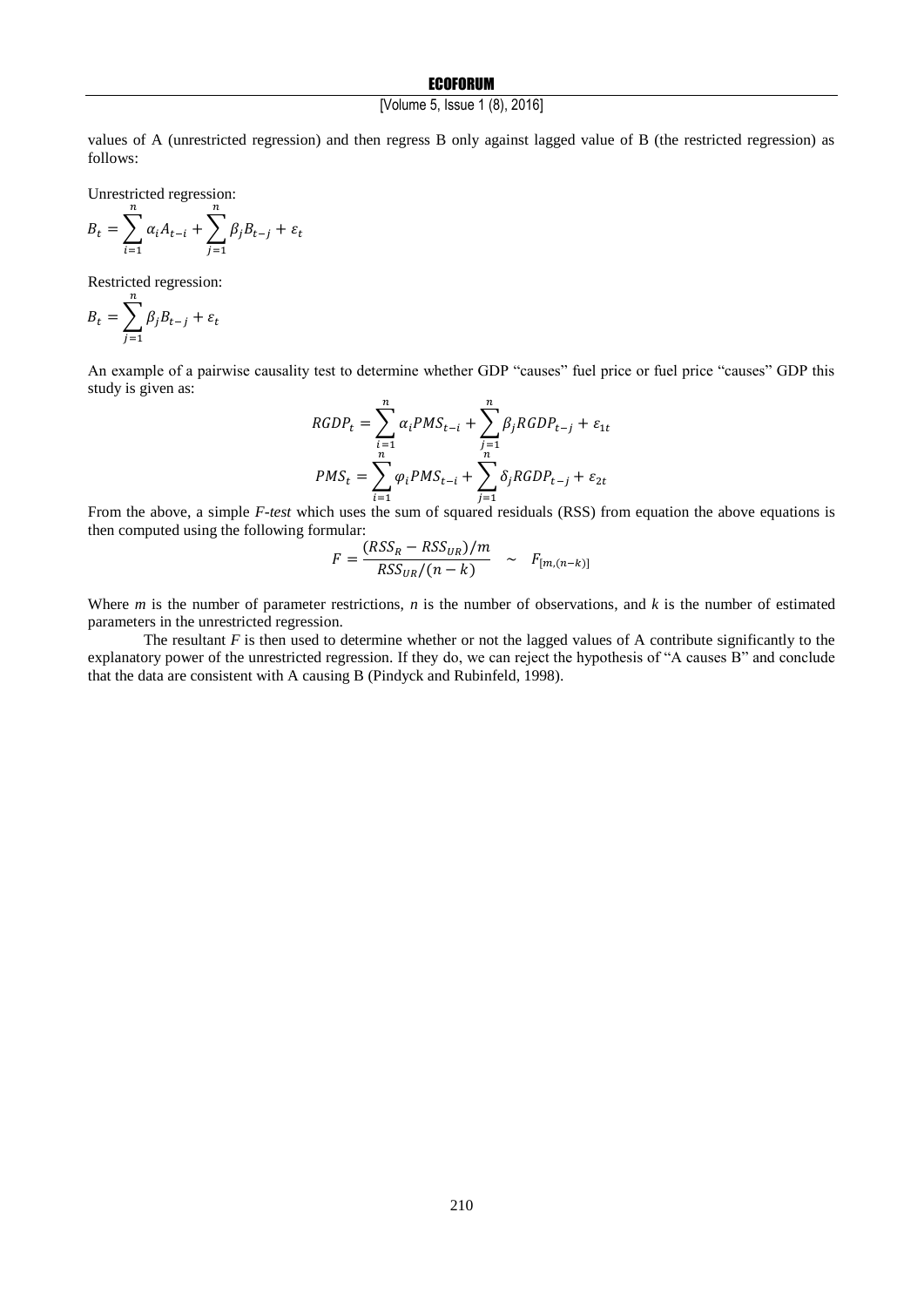values of A (unrestricted regression) and then regress B only against lagged value of B (the restricted regression) as follows:

Unrestricted regression:

$$B_t = \sum_{i=1}^{n} \alpha_i A_{t-i} + \sum_{j=1}^{n} \beta_j B_{t-j} + \varepsilon_t$$

Restricted regression:

$$B_t = \sum_{j=1}^{n} \beta_j B_{t-j} + \varepsilon_t$$

An example of a pairwise causality test to determine whether GDP "causes" fuel price or fuel price "causes" GDP this study is given as:

$$RGDP_t = \sum_{i=1}^{n} \alpha_i PMS_{t-i} + \sum_{j=1}^{n} \beta_j RGDP_{t-j} + \varepsilon_{1t}$$

$$PMS_t = \sum_{i=1}^{n} \varphi_i PMS_{t-i} + \sum_{j=1}^{n} \delta_j RGDP_{t-j} + \varepsilon_{2t}$$

From the above, a simple *F-test* which uses the sum of squared residuals (RSS) from equation the above equations is then computed using the following formular:

$$F = \frac{(RSS_R - RSS_{UR})/m}{RSS_{UR}/(n-k)} \sim F_{[m,(n-k)]}$$

Where $m$ is the number of parameter restrictions, $n$ is the number of observations, and $k$ is the number of estimated parameters in the unrestricted regression.

The resultant $F$ is then used to determine whether or not the lagged values of A contribute significantly to the explanatory power of the unrestricted regression. If they do, we can reject the hypothesis of "A causes B" and conclude that the data are consistent with A causing B (Pindyck and Rubinfeld, 1998).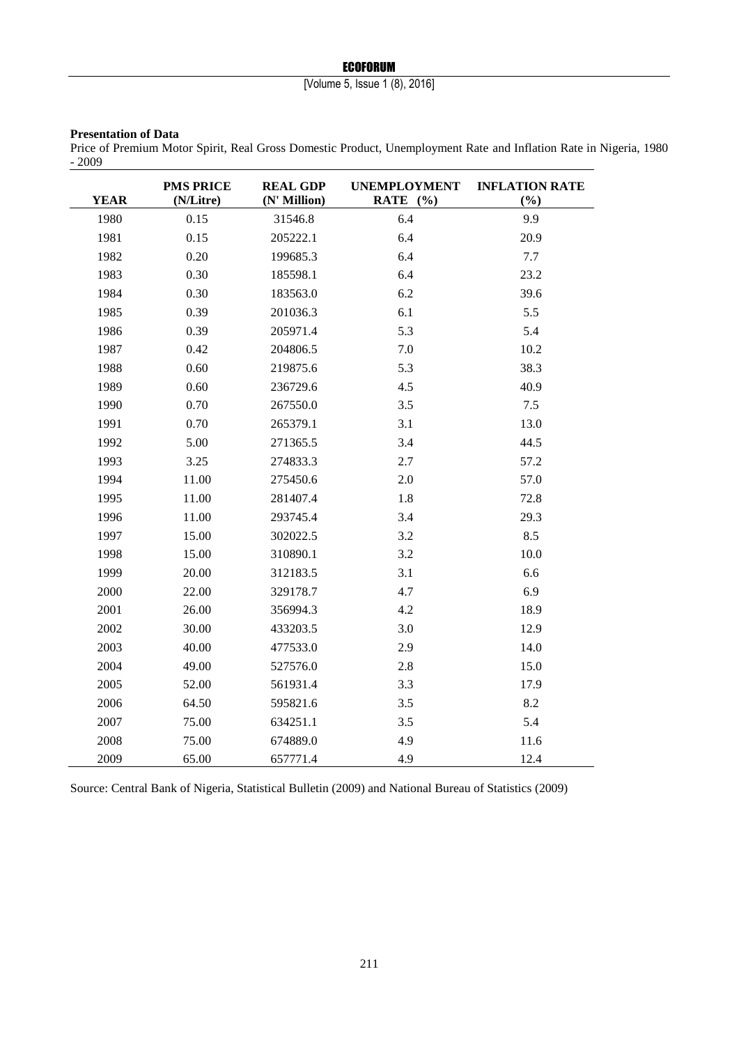**Presentation of Data**

Price of Premium Motor Spirit, Real Gross Domestic Product, Unemployment Rate and Inflation Rate in Nigeria, 1980 - 2009

| YEAR | PMS PRICE (N/Litre) | REAL GDP (N' Million) | UNEMPLOYMENT RATE (%) | INFLATION RATE (%) |
|---|---|---|---|---|
| 1980 | 0.15 | 31546.8 | 6.4 | 9.9 |
| 1981 | 0.15 | 205222.1 | 6.4 | 20.9 |
| 1982 | 0.20 | 199685.3 | 6.4 | 7.7 |
| 1983 | 0.30 | 185598.1 | 6.4 | 23.2 |
| 1984 | 0.30 | 183563.0 | 6.2 | 39.6 |
| 1985 | 0.39 | 201036.3 | 6.1 | 5.5 |
| 1986 | 0.39 | 205971.4 | 5.3 | 5.4 |
| 1987 | 0.42 | 204806.5 | 7.0 | 10.2 |
| 1988 | 0.60 | 219875.6 | 5.3 | 38.3 |
| 1989 | 0.60 | 236729.6 | 4.5 | 40.9 |
| 1990 | 0.70 | 267550.0 | 3.5 | 7.5 |
| 1991 | 0.70 | 265379.1 | 3.1 | 13.0 |
| 1992 | 5.00 | 271365.5 | 3.4 | 44.5 |
| 1993 | 3.25 | 274833.3 | 2.7 | 57.2 |
| 1994 | 11.00 | 275450.6 | 2.0 | 57.0 |
| 1995 | 11.00 | 281407.4 | 1.8 | 72.8 |
| 1996 | 11.00 | 293745.4 | 3.4 | 29.3 |
| 1997 | 15.00 | 302022.5 | 3.2 | 8.5 |
| 1998 | 15.00 | 310890.1 | 3.2 | 10.0 |
| 1999 | 20.00 | 312183.5 | 3.1 | 6.6 |
| 2000 | 22.00 | 329178.7 | 4.7 | 6.9 |
| 2001 | 26.00 | 356994.3 | 4.2 | 18.9 |
| 2002 | 30.00 | 433203.5 | 3.0 | 12.9 |
| 2003 | 40.00 | 477533.0 | 2.9 | 14.0 |
| 2004 | 49.00 | 527576.0 | 2.8 | 15.0 |
| 2005 | 52.00 | 561931.4 | 3.3 | 17.9 |
| 2006 | 64.50 | 595821.6 | 3.5 | 8.2 |
| 2007 | 75.00 | 634251.1 | 3.5 | 5.4 |
| 2008 | 75.00 | 674889.0 | 4.9 | 11.6 |
| 2009 | 65.00 | 657771.4 | 4.9 | 12.4 |

Source: Central Bank of Nigeria, Statistical Bulletin (2009) and National Bureau of Statistics (2009)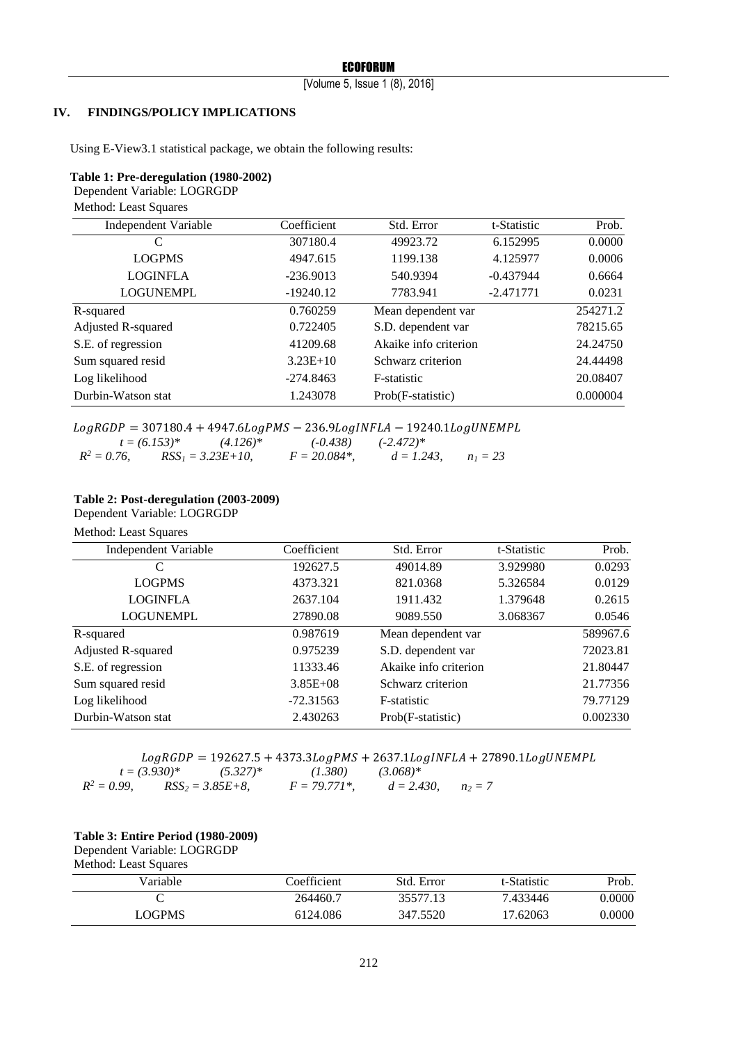## IV. FINDINGS/POLICY IMPLICATIONS

Using E-View3.1 statistical package, we obtain the following results:

**Table 1: Pre-deregulation (1980-2002)**

Dependent Variable: LOGRGDP

Method: Least Squares

| Independent Variable | Coefficient | Std. Error | t-Statistic | Prob. |
|---|---|---|---|---|
| C | 307180.4 | 49923.72 | 6.152995 | 0.0000 |
| LOGPMS | 4947.615 | 1199.138 | 4.125977 | 0.0006 |
| LOGINFLA | -236.9013 | 540.9394 | -0.437944 | 0.6664 |
| LOGUNEMPL | -19240.12 | 7783.941 | -2.471771 | 0.0231 |
| R-squared | 0.760259 | Mean dependent var | | 254271.2 |
| Adjusted R-squared | 0.722405 | S.D. dependent var | | 78215.65 |
| S.E. of regression | 41209.68 | Akaike info criterion | | 24.24750 |
| Sum squared resid | 3.23E+10 | Schwarz criterion | | 24.44498 |
| Log likelihood | -274.8463 | F-statistic | | 20.08407 |
| Durbin-Watson stat | 1.243078 | Prob(F-statistic) | | 0.000004 |

$$LogRGDP = 307180.4 + 4947.6LogPMS - 236.9LogINFLA - 19240.1LogUNEMPL$$

$t = (6.153)^*$ $(4.126)^*$ $(-0.438)$ $(-2.472)^*$

$R^2 = 0.76$, $RSS_1 = 3.23E+10$, $F = 20.084^*$, $d = 1.243$, $n_1 = 23$

**Table 2: Post-deregulation (2003-2009)**

Dependent Variable: LOGRGDP

Method: Least Squares

| Independent Variable | Coefficient | Std. Error | t-Statistic | Prob. |
|---|---|---|---|---|
| C | 192627.5 | 49014.89 | 3.929980 | 0.0293 |
| LOGPMS | 4373.321 | 821.0368 | 5.326584 | 0.0129 |
| LOGINFLA | 2637.104 | 1911.432 | 1.379648 | 0.2615 |
| LOGUNEMPL | 27890.08 | 9089.550 | 3.068367 | 0.0546 |
| R-squared | 0.987619 | Mean dependent var | | 589967.6 |
| Adjusted R-squared | 0.975239 | S.D. dependent var | | 72023.81 |
| S.E. of regression | 11333.46 | Akaike info criterion | | 21.80447 |
| Sum squared resid | 3.85E+08 | Schwarz criterion | | 21.77356 |
| Log likelihood | -72.31563 | F-statistic | | 79.77129 |
| Durbin-Watson stat | 2.430263 | Prob(F-statistic) | | 0.002330 |

$$LogRGDP = 192627.5 + 4373.3LogPMS + 2637.1LogINFLA + 27890.1LogUNEMPL$$

$t = (3.930)^*$ $(5.327)^*$ $(1.380)$ $(3.068)^*$

$R^2 = 0.99$, $RSS_2 = 3.85E+8$, $F = 79.771^*$, $d = 2.430$, $n_2 = 7$

**Table 3: Entire Period (1980-2009)**

Dependent Variable: LOGRGDP

Method: Least Squares

| Variable | Coefficient | Std. Error | t-Statistic | Prob. |
|---|---|---|---|---|
| C | 264460.7 | 35577.13 | 7.433446 | 0.0000 |
| LOGPMS | 6124.086 | 347.5520 | 17.62063 | 0.0000 |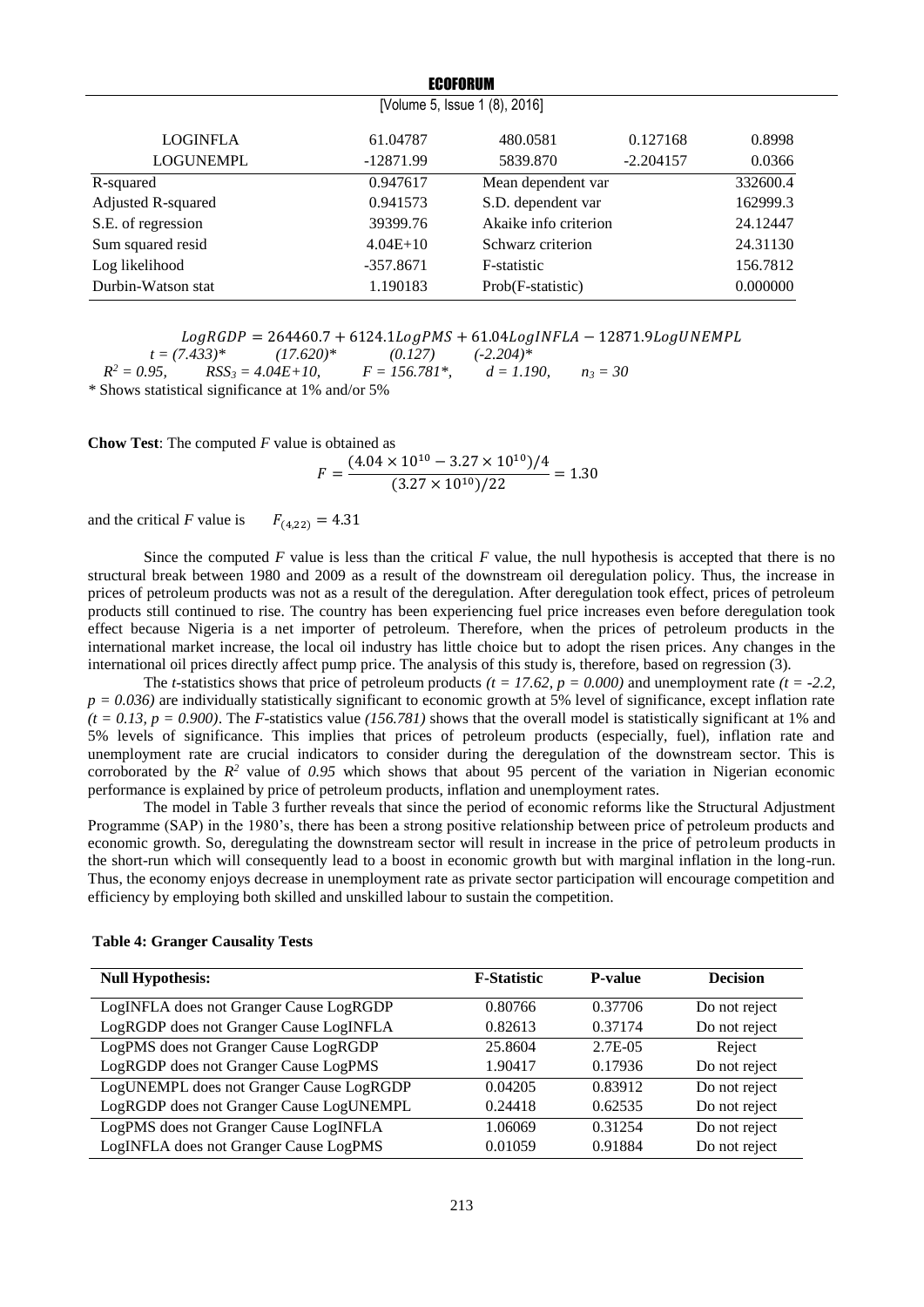| | | | | |
|---|---|---|---|---|
| LOGINFLA | 61.04787 | 480.0581 | 0.127168 | 0.8998 |
| LOGUNEMPL | -12871.99 | 5839.870 | -2.204157 | 0.0366 |
| R-squared | 0.947617 | Mean dependent var | | 332600.4 |
| Adjusted R-squared | 0.941573 | S.D. dependent var | | 162999.3 |
| S.E. of regression | 39399.76 | Akaike info criterion | | 24.12447 |
| Sum squared resid | 4.04E+10 | Schwarz criterion | | 24.31130 |
| Log likelihood | -357.8671 | F-statistic | | 156.7812 |
| Durbin-Watson stat | 1.190183 | Prob(F-statistic) | | 0.000000 |

$$LogRGDP = 264460.7 + 6124.1LogPMS + 61.04LogINFLA - 12871.9LogUNEMPL$$

*t = (7.433)** (17.620)* (0.127) (-2.204)*

$R^2 = 0.95$, $RSS_3 = 4.04E+10$, $F = 156.781$*, $d = 1.190$, $n_3 = 30$

* Shows statistical significance at 1% and/or 5%

**Chow Test**: The computed *F* value is obtained as

$$F = \frac{(4.04 \times 10^{10} - 3.27 \times 10^{10})/4}{(3.27 \times 10^{10})/22} = 1.30$$

and the critical *F* value is $F_{(4,22)} = 4.31$

Since the computed *F* value is less than the critical *F* value, the null hypothesis is accepted that there is no structural break between 1980 and 2009 as a result of the downstream oil deregulation policy. Thus, the increase in prices of petroleum products was not as a result of the deregulation. After deregulation took effect, prices of petroleum products still continued to rise. The country has been experiencing fuel price increases even before deregulation took effect because Nigeria is a net importer of petroleum. Therefore, when the prices of petroleum products in the international market increase, the local oil industry has little choice but to adopt the risen prices. Any changes in the international oil prices directly affect pump price. The analysis of this study is, therefore, based on regression (3).

The *t*-statistics shows that price of petroleum products *(t = 17.62, p = 0.000)* and unemployment rate *(t = -2.2, p = 0.036)* are individually statistically significant to economic growth at 5% level of significance, except inflation rate *(t = 0.13, p = 0.900)*. The *F*-statistics value *(156.781)* shows that the overall model is statistically significant at 1% and 5% levels of significance. This implies that prices of petroleum products (especially, fuel), inflation rate and unemployment rate are crucial indicators to consider during the deregulation of the downstream sector. This is corroborated by the $R^2$ value of *0.95* which shows that about 95 percent of the variation in Nigerian economic performance is explained by price of petroleum products, inflation and unemployment rates.

The model in Table 3 further reveals that since the period of economic reforms like the Structural Adjustment Programme (SAP) in the 1980's, there has been a strong positive relationship between price of petroleum products and economic growth. So, deregulating the downstream sector will result in increase in the price of petroleum products in the short-run which will consequently lead to a boost in economic growth but with marginal inflation in the long-run. Thus, the economy enjoys decrease in unemployment rate as private sector participation will encourage competition and efficiency by employing both skilled and unskilled labour to sustain the competition.

**Table 4: Granger Causality Tests**

| Null Hypothesis: | F-Statistic | P-value | Decision |
|---|---|---|---|
| LogINFLA does not Granger Cause LogRGDP | 0.80766 | 0.37706 | Do not reject |
| LogRGDP does not Granger Cause LogINFLA | 0.82613 | 0.37174 | Do not reject |
| LogPMS does not Granger Cause LogRGDP | 25.8604 | 2.7E-05 | Reject |
| LogRGDP does not Granger Cause LogPMS | 1.90417 | 0.17936 | Do not reject |
| LogUNEMPL does not Granger Cause LogRGDP | 0.04205 | 0.83912 | Do not reject |
| LogRGDP does not Granger Cause LogUNEMPL | 0.24418 | 0.62535 | Do not reject |
| LogPMS does not Granger Cause LogINFLA | 1.06069 | 0.31254 | Do not reject |
| LogINFLA does not Granger Cause LogPMS | 0.01059 | 0.91884 | Do not reject |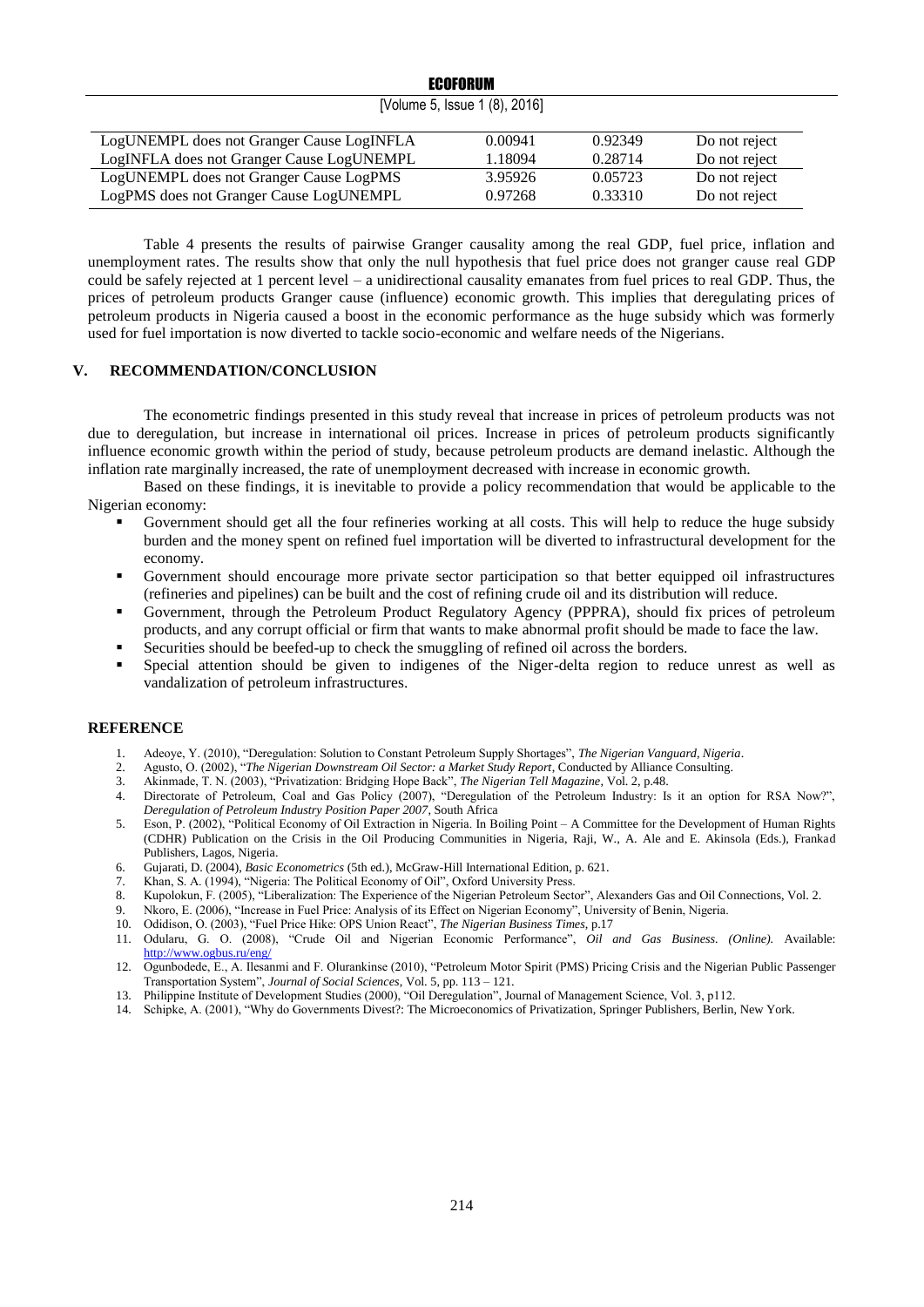| | | | |
|---|---|---|---|
| LogUNEMPL does not Granger Cause LogINFLA | 0.00941 | 0.92349 | Do not reject |
| LogINFLA does not Granger Cause LogUNEMPL | 1.18094 | 0.28714 | Do not reject |
| LogUNEMPL does not Granger Cause LogPMS | 3.95926 | 0.05723 | Do not reject |
| LogPMS does not Granger Cause LogUNEMPL | 0.97268 | 0.33310 | Do not reject |

Table 4 presents the results of pairwise Granger causality among the real GDP, fuel price, inflation and unemployment rates. The results show that only the null hypothesis that fuel price does not granger cause real GDP could be safely rejected at 1 percent level – a unidirectional causality emanates from fuel prices to real GDP. Thus, the prices of petroleum products Granger cause (influence) economic growth. This implies that deregulating prices of petroleum products in Nigeria caused a boost in the economic performance as the huge subsidy which was formerly used for fuel importation is now diverted to tackle socio-economic and welfare needs of the Nigerians.

## V. RECOMMENDATION/CONCLUSION

The econometric findings presented in this study reveal that increase in prices of petroleum products was not due to deregulation, but increase in international oil prices. Increase in prices of petroleum products significantly influence economic growth within the period of study, because petroleum products are demand inelastic. Although the inflation rate marginally increased, the rate of unemployment decreased with increase in economic growth.

Based on these findings, it is inevitable to provide a policy recommendation that would be applicable to the Nigerian economy:

- Government should get all the four refineries working at all costs. This will help to reduce the huge subsidy burden and the money spent on refined fuel importation will be diverted to infrastructural development for the economy.
- Government should encourage more private sector participation so that better equipped oil infrastructures (refineries and pipelines) can be built and the cost of refining crude oil and its distribution will reduce.
- Government, through the Petroleum Product Regulatory Agency (PPPRA), should fix prices of petroleum products, and any corrupt official or firm that wants to make abnormal profit should be made to face the law.
- Securities should be beefed-up to check the smuggling of refined oil across the borders.
- Special attention should be given to indigenes of the Niger-delta region to reduce unrest as well as vandalization of petroleum infrastructures.

## REFERENCE

1. Adeoye, Y. (2010), "Deregulation: Solution to Constant Petroleum Supply Shortages", *The Nigerian Vanguard, Nigeria*.
2. Agusto, O. (2002), "*The Nigerian Downstream Oil Sector: a Market Study Report*, Conducted by Alliance Consulting.
3. Akinmade, T. N. (2003), "Privatization: Bridging Hope Back", *The Nigerian Tell Magazine*, Vol. 2, p.48.
4. Directorate of Petroleum, Coal and Gas Policy (2007), "Deregulation of the Petroleum Industry: Is it an option for RSA Now?", *Deregulation of Petroleum Industry Position Paper 2007*, South Africa
5. Eson, P. (2002), "Political Economy of Oil Extraction in Nigeria. In Boiling Point – A Committee for the Development of Human Rights (CDHR) Publication on the Crisis in the Oil Producing Communities in Nigeria, Raji, W., A. Ale and E. Akinsola (Eds.), Frankad Publishers, Lagos, Nigeria.
6. Gujarati, D. (2004), *Basic Econometrics* (5th ed.), McGraw-Hill International Edition, p. 621.
7. Khan, S. A. (1994), "Nigeria: The Political Economy of Oil", Oxford University Press.
8. Kupolokun, F. (2005), "Liberalization: The Experience of the Nigerian Petroleum Sector", Alexanders Gas and Oil Connections, Vol. 2.
9. Nkoro, E. (2006), "Increase in Fuel Price: Analysis of its Effect on Nigerian Economy", University of Benin, Nigeria.
10. Odidison, O. (2003), "Fuel Price Hike: OPS Union React", *The Nigerian Business Times*, p.17
11. Odularu, G. O. (2008), "Crude Oil and Nigerian Economic Performance", *Oil and Gas Business. (Online).* Available: http://www.ogbus.ru/eng/
12. Ogunbodede, E., A. Ilesanmi and F. Olurankinse (2010), "Petroleum Motor Spirit (PMS) Pricing Crisis and the Nigerian Public Passenger Transportation System", *Journal of Social Sciences*, Vol. 5, pp. 113 – 121.
13. Philippine Institute of Development Studies (2000), "Oil Deregulation", Journal of Management Science, Vol. 3, p112.
14. Schipke, A. (2001), "Why do Governments Divest?: The Microeconomics of Privatization, Springer Publishers, Berlin, New York.